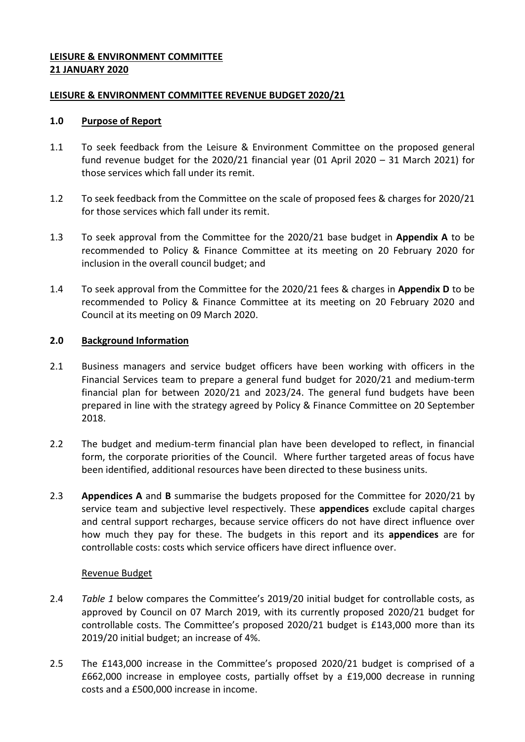**LEISURE & ENVIRONMENT COMMITTEE**
**21 JANUARY 2020**

**LEISURE & ENVIRONMENT COMMITTEE REVENUE BUDGET 2020/21**

## 1.0 Purpose of Report

1.1 To seek feedback from the Leisure & Environment Committee on the proposed general fund revenue budget for the 2020/21 financial year (01 April 2020 – 31 March 2021) for those services which fall under its remit.

1.2 To seek feedback from the Committee on the scale of proposed fees & charges for 2020/21 for those services which fall under its remit.

1.3 To seek approval from the Committee for the 2020/21 base budget in **Appendix A** to be recommended to Policy & Finance Committee at its meeting on 20 February 2020 for inclusion in the overall council budget; and

1.4 To seek approval from the Committee for the 2020/21 fees & charges in **Appendix D** to be recommended to Policy & Finance Committee at its meeting on 20 February 2020 and Council at its meeting on 09 March 2020.

## 2.0 Background Information

2.1 Business managers and service budget officers have been working with officers in the Financial Services team to prepare a general fund budget for 2020/21 and medium-term financial plan for between 2020/21 and 2023/24. The general fund budgets have been prepared in line with the strategy agreed by Policy & Finance Committee on 20 September 2018.

2.2 The budget and medium-term financial plan have been developed to reflect, in financial form, the corporate priorities of the Council. Where further targeted areas of focus have been identified, additional resources have been directed to these business units.

2.3 **Appendices A** and **B** summarise the budgets proposed for the Committee for 2020/21 by service team and subjective level respectively. These **appendices** exclude capital charges and central support recharges, because service officers do not have direct influence over how much they pay for these. The budgets in this report and its **appendices** are for controllable costs: costs which service officers have direct influence over.

Revenue Budget

2.4 *Table 1* below compares the Committee's 2019/20 initial budget for controllable costs, as approved by Council on 07 March 2019, with its currently proposed 2020/21 budget for controllable costs. The Committee's proposed 2020/21 budget is £143,000 more than its 2019/20 initial budget; an increase of 4%.

2.5 The £143,000 increase in the Committee's proposed 2020/21 budget is comprised of a £662,000 increase in employee costs, partially offset by a £19,000 decrease in running costs and a £500,000 increase in income.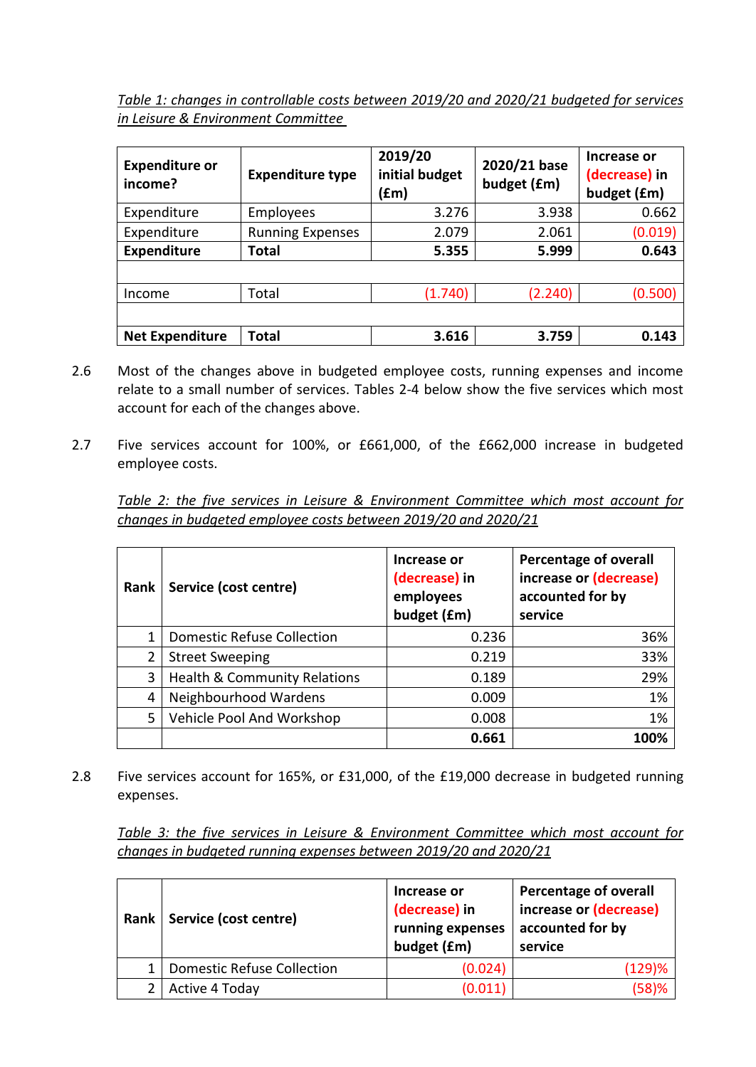*Table 1: changes in controllable costs between 2019/20 and 2020/21 budgeted for services in Leisure & Environment Committee*

| Expenditure or income? | Expenditure type | 2019/20 initial budget (£m) | 2020/21 base budget (£m) | Increase or (decrease) in budget (£m) |
|---|---|---|---|---|
| Expenditure | Employees | 3.276 | 3.938 | 0.662 |
| Expenditure | Running Expenses | 2.079 | 2.061 | (0.019) |
| **Expenditure** | **Total** | **5.355** | **5.999** | **0.643** |
| | | | | |
| Income | Total | (1.740) | (2.240) | (0.500) |
| | | | | |
| **Net Expenditure** | **Total** | **3.616** | **3.759** | **0.143** |

2.6 Most of the changes above in budgeted employee costs, running expenses and income relate to a small number of services. Tables 2-4 below show the five services which most account for each of the changes above.

2.7 Five services account for 100%, or £661,000, of the £662,000 increase in budgeted employee costs.

*Table 2: the five services in Leisure & Environment Committee which most account for changes in budgeted employee costs between 2019/20 and 2020/21*

| Rank | Service (cost centre) | Increase or (decrease) in employees budget (£m) | Percentage of overall increase or (decrease) accounted for by service |
|---|---|---|---|
| 1 | Domestic Refuse Collection | 0.236 | 36% |
| 2 | Street Sweeping | 0.219 | 33% |
| 3 | Health & Community Relations | 0.189 | 29% |
| 4 | Neighbourhood Wardens | 0.009 | 1% |
| 5 | Vehicle Pool And Workshop | 0.008 | 1% |
| | | **0.661** | **100%** |

2.8 Five services account for 165%, or £31,000, of the £19,000 decrease in budgeted running expenses.

*Table 3: the five services in Leisure & Environment Committee which most account for changes in budgeted running expenses between 2019/20 and 2020/21*

| Rank | Service (cost centre) | Increase or (decrease) in running expenses budget (£m) | Percentage of overall increase or (decrease) accounted for by service |
|---|---|---|---|
| 1 | Domestic Refuse Collection | (0.024) | (129)% |
| 2 | Active 4 Today | (0.011) | (58)% |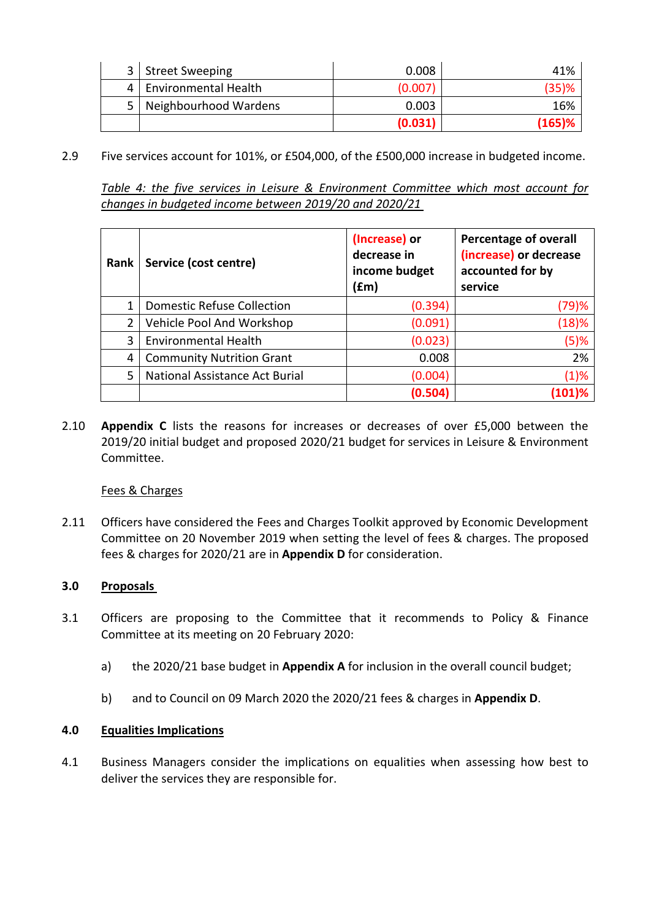| | | | |
|---|---|---|---|
| 3 | Street Sweeping | 0.008 | 41% |
| 4 | Environmental Health | (0.007) | (35)% |
| 5 | Neighbourhood Wardens | 0.003 | 16% |
| | | **(0.031)** | **(165)%** |

2.9 Five services account for 101%, or £504,000, of the £500,000 increase in budgeted income.

*Table 4: the five services in Leisure & Environment Committee which most account for changes in budgeted income between 2019/20 and 2020/21*

| Rank | Service (cost centre) | (Increase) or decrease in income budget (£m) | Percentage of overall (increase) or decrease accounted for by service |
|---|---|---|---|
| 1 | Domestic Refuse Collection | (0.394) | (79)% |
| 2 | Vehicle Pool And Workshop | (0.091) | (18)% |
| 3 | Environmental Health | (0.023) | (5)% |
| 4 | Community Nutrition Grant | 0.008 | 2% |
| 5 | National Assistance Act Burial | (0.004) | (1)% |
| | | **(0.504)** | **(101)%** |

2.10 **Appendix C** lists the reasons for increases or decreases of over £5,000 between the 2019/20 initial budget and proposed 2020/21 budget for services in Leisure & Environment Committee.

Fees & Charges

2.11 Officers have considered the Fees and Charges Toolkit approved by Economic Development Committee on 20 November 2019 when setting the level of fees & charges. The proposed fees & charges for 2020/21 are in **Appendix D** for consideration.

## 3.0 Proposals

3.1 Officers are proposing to the Committee that it recommends to Policy & Finance Committee at its meeting on 20 February 2020:

a) the 2020/21 base budget in **Appendix A** for inclusion in the overall council budget;

b) and to Council on 09 March 2020 the 2020/21 fees & charges in **Appendix D**.

## 4.0 Equalities Implications

4.1 Business Managers consider the implications on equalities when assessing how best to deliver the services they are responsible for.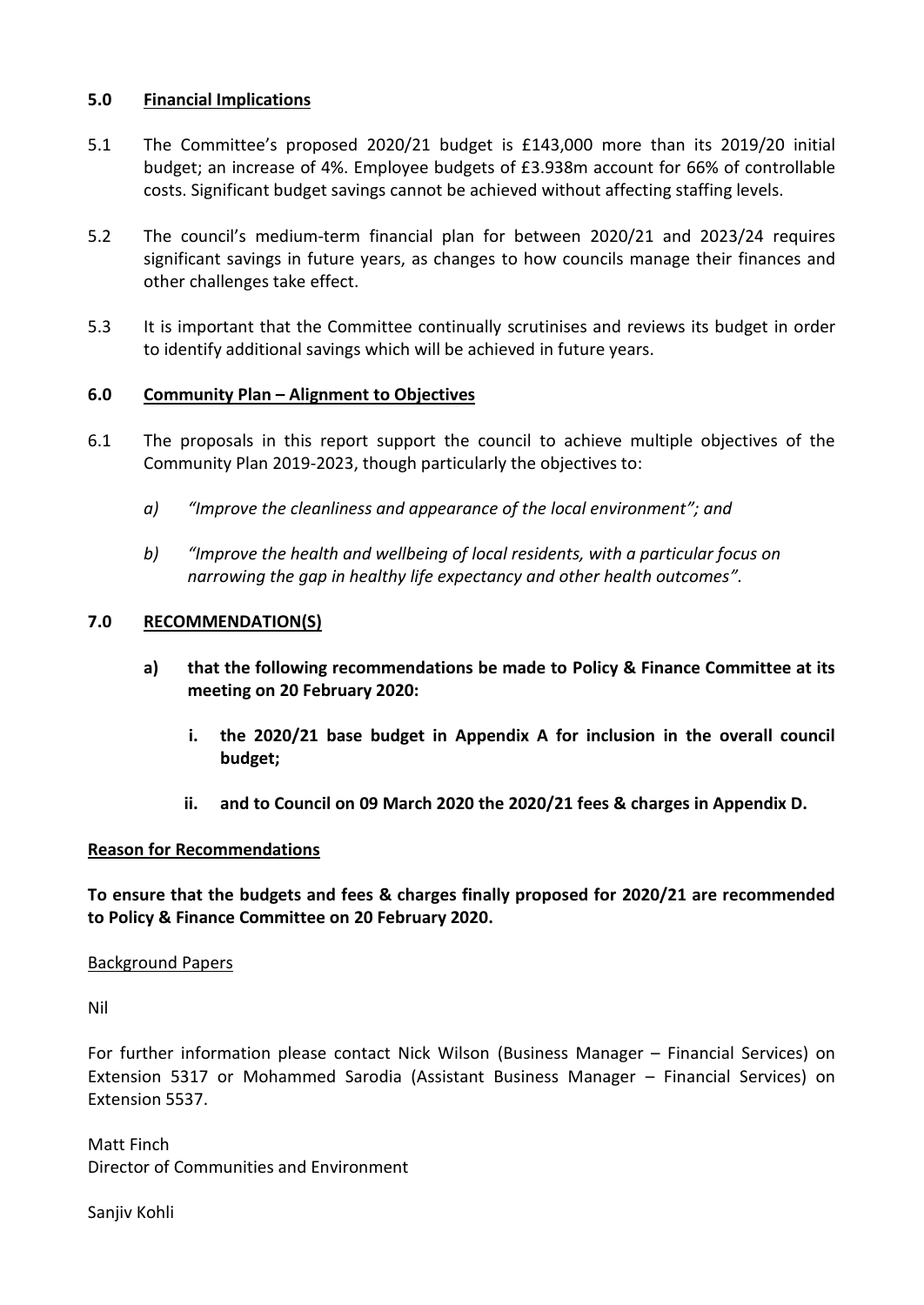## 5.0 Financial Implications

5.1 The Committee's proposed 2020/21 budget is £143,000 more than its 2019/20 initial budget; an increase of 4%. Employee budgets of £3.938m account for 66% of controllable costs. Significant budget savings cannot be achieved without affecting staffing levels.

5.2 The council's medium-term financial plan for between 2020/21 and 2023/24 requires significant savings in future years, as changes to how councils manage their finances and other challenges take effect.

5.3 It is important that the Committee continually scrutinises and reviews its budget in order to identify additional savings which will be achieved in future years.

## 6.0 Community Plan – Alignment to Objectives

6.1 The proposals in this report support the council to achieve multiple objectives of the Community Plan 2019-2023, though particularly the objectives to:

*a) "Improve the cleanliness and appearance of the local environment"; and*

*b) "Improve the health and wellbeing of local residents, with a particular focus on narrowing the gap in healthy life expectancy and other health outcomes".*

## 7.0 RECOMMENDATION(S)

**a) that the following recommendations be made to Policy & Finance Committee at its meeting on 20 February 2020:**

**i. the 2020/21 base budget in Appendix A for inclusion in the overall council budget;**

**ii. and to Council on 09 March 2020 the 2020/21 fees & charges in Appendix D.**

**Reason for Recommendations**

**To ensure that the budgets and fees & charges finally proposed for 2020/21 are recommended to Policy & Finance Committee on 20 February 2020.**

Background Papers

Nil

For further information please contact Nick Wilson (Business Manager – Financial Services) on Extension 5317 or Mohammed Sarodia (Assistant Business Manager – Financial Services) on Extension 5537.

Matt Finch
Director of Communities and Environment

Sanjiv Kohli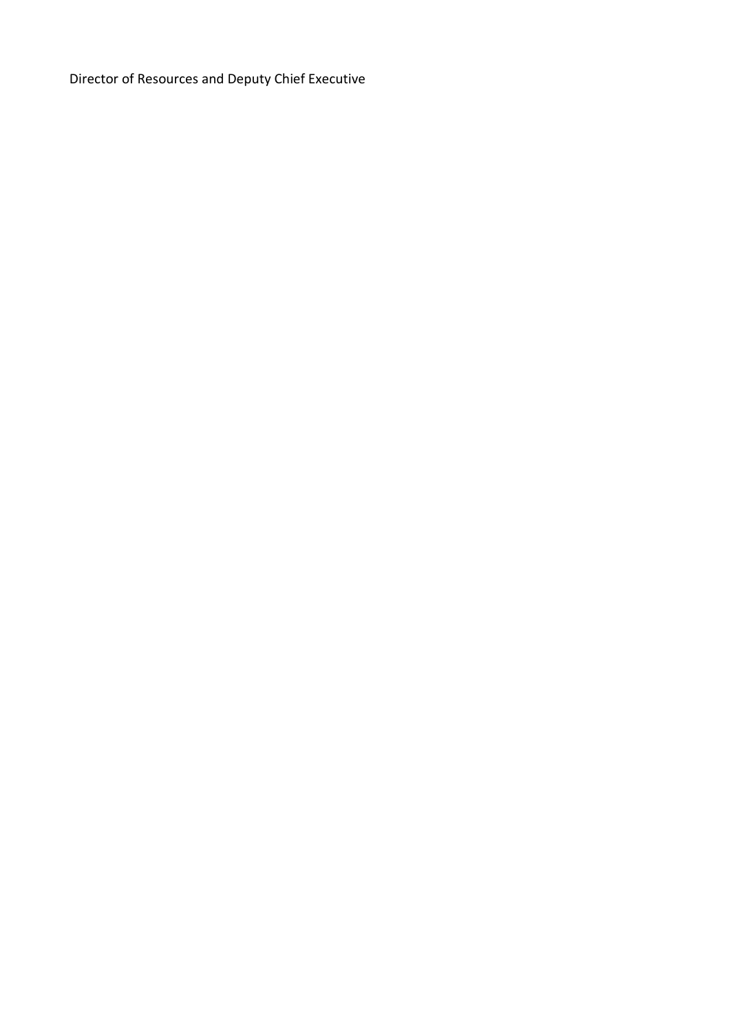Director of Resources and Deputy Chief Executive